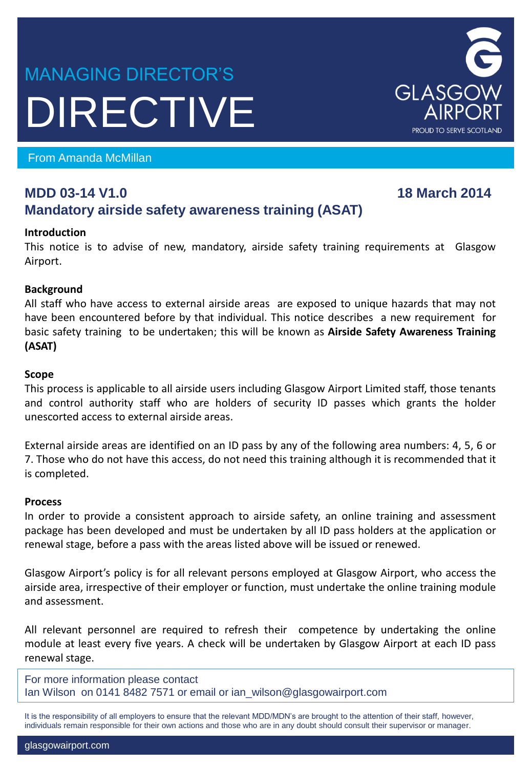# MANAGING DIRECTOR'S DIRECTIVE

GLASGOW AIRPORT
PROUD TO SERVE SCOTLAND

From Amanda McMillan

## MDD 03-14 V1.0 — 18 March 2014

## Mandatory airside safety awareness training (ASAT)

### Introduction

This notice is to advise of new, mandatory, airside safety training requirements at Glasgow Airport.

### Background

All staff who have access to external airside areas are exposed to unique hazards that may not have been encountered before by that individual. This notice describes a new requirement for basic safety training to be undertaken; this will be known as **Airside Safety Awareness Training (ASAT)**

### Scope

This process is applicable to all airside users including Glasgow Airport Limited staff, those tenants and control authority staff who are holders of security ID passes which grants the holder unescorted access to external airside areas.

External airside areas are identified on an ID pass by any of the following area numbers: 4, 5, 6 or 7. Those who do not have this access, do not need this training although it is recommended that it is completed.

### Process

In order to provide a consistent approach to airside safety, an online training and assessment package has been developed and must be undertaken by all ID pass holders at the application or renewal stage, before a pass with the areas listed above will be issued or renewed.

Glasgow Airport's policy is for all relevant persons employed at Glasgow Airport, who access the airside area, irrespective of their employer or function, must undertake the online training module and assessment.

All relevant personnel are required to refresh their competence by undertaking the online module at least every five years. A check will be undertaken by Glasgow Airport at each ID pass renewal stage.

For more information please contact
Ian Wilson on 0141 8482 7571 or email or ian_wilson@glasgowairport.com

It is the responsibility of all employers to ensure that the relevant MDD/MDN's are brought to the attention of their staff, however, individuals remain responsible for their own actions and those who are in any doubt should consult their supervisor or manager.

glasgowairport.com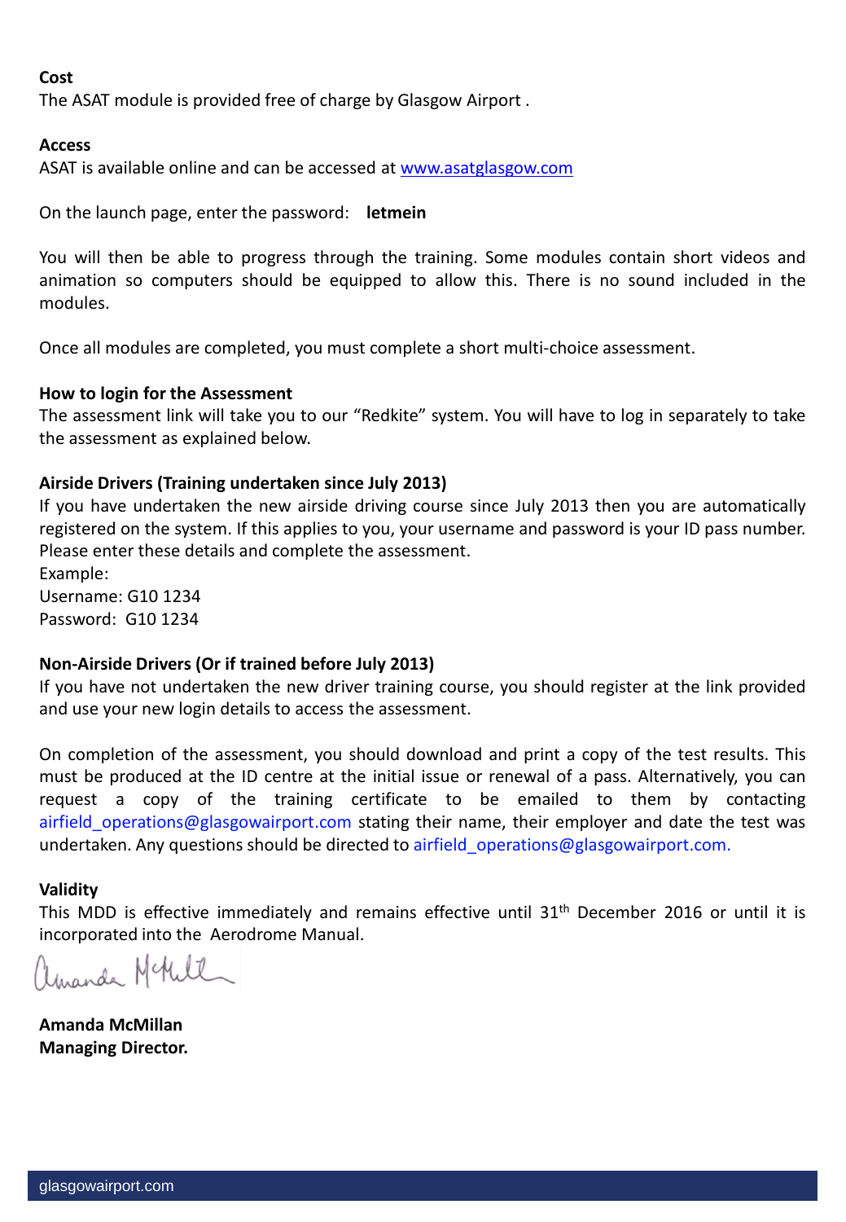**Cost**

The ASAT module is provided free of charge by Glasgow Airport .

**Access**

ASAT is available online and can be accessed at www.asatglasgow.com

On the launch page, enter the password: **letmein**

You will then be able to progress through the training. Some modules contain short videos and animation so computers should be equipped to allow this. There is no sound included in the modules.

Once all modules are completed, you must complete a short multi-choice assessment.

**How to login for the Assessment**

The assessment link will take you to our "Redkite" system. You will have to log in separately to take the assessment as explained below.

**Airside Drivers (Training undertaken since July 2013)**

If you have undertaken the new airside driving course since July 2013 then you are automatically registered on the system. If this applies to you, your username and password is your ID pass number. Please enter these details and complete the assessment.
Example:
Username: G10 1234
Password: G10 1234

**Non-Airside Drivers (Or if trained before July 2013)**

If you have not undertaken the new driver training course, you should register at the link provided and use your new login details to access the assessment.

On completion of the assessment, you should download and print a copy of the test results. This must be produced at the ID centre at the initial issue or renewal of a pass. Alternatively, you can request a copy of the training certificate to be emailed to them by contacting airfield_operations@glasgowairport.com stating their name, their employer and date the test was undertaken. Any questions should be directed to airfield_operations@glasgowairport.com.

**Validity**

This MDD is effective immediately and remains effective until 31th December 2016 or until it is incorporated into the Aerodrome Manual.

**Amanda McMillan**
**Managing Director.**